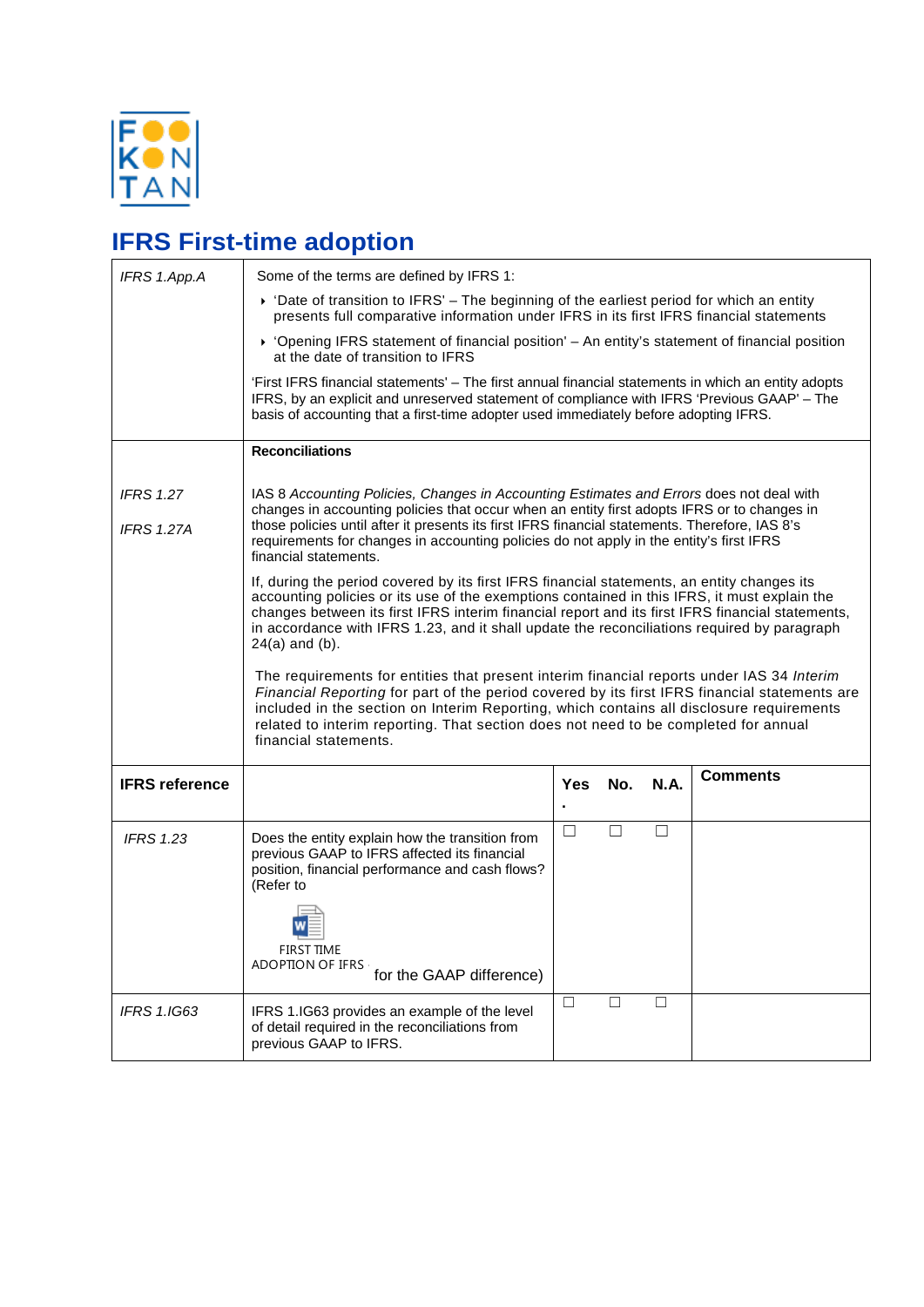# IFRS First-time adoption

| | |
|---|---|
| *IFRS 1.App.A* | Some of the terms are defined by IFRS 1:<br>‣ 'Date of transition to IFRS' – The beginning of the earliest period for which an entity presents full comparative information under IFRS in its first IFRS financial statements<br>‣ 'Opening IFRS statement of financial position' – An entity's statement of financial position at the date of transition to IFRS<br>'First IFRS financial statements' – The first annual financial statements in which an entity adopts IFRS, by an explicit and unreserved statement of compliance with IFRS 'Previous GAAP' – The basis of accounting that a first-time adopter used immediately before adopting IFRS. |
| | **Reconciliations** |
| *IFRS 1.27*<br>*IFRS 1.27A* | IAS 8 *Accounting Policies, Changes in Accounting Estimates and Errors* does not deal with changes in accounting policies that occur when an entity first adopts IFRS or to changes in those policies until after it presents its first IFRS financial statements. Therefore, IAS 8's requirements for changes in accounting policies do not apply in the entity's first IFRS financial statements.<br>If, during the period covered by its first IFRS financial statements, an entity changes its accounting policies or its use of the exemptions contained in this IFRS, it must explain the changes between its first IFRS interim financial report and its first IFRS financial statements, in accordance with IFRS 1.23, and it shall update the reconciliations required by paragraph 24(a) and (b).<br>The requirements for entities that present interim financial reports under IAS 34 *Interim Financial Reporting* for part of the period covered by its first IFRS financial statements are included in the section on Interim Reporting, which contains all disclosure requirements related to interim reporting. That section does not need to be completed for annual financial statements. |

| IFRS reference | | Yes. | No. | N.A. | Comments |
|---|---|---|---|---|---|
| *IFRS 1.23* | Does the entity explain how the transition from previous GAAP to IFRS affected its financial position, financial performance and cash flows? (Refer to FIRST TIME ADOPTION OF IFRS for the GAAP difference) | ☐ | ☐ | ☐ | |
| *IFRS 1.IG63* | IFRS 1.IG63 provides an example of the level of detail required in the reconciliations from previous GAAP to IFRS. | ☐ | ☐ | ☐ | |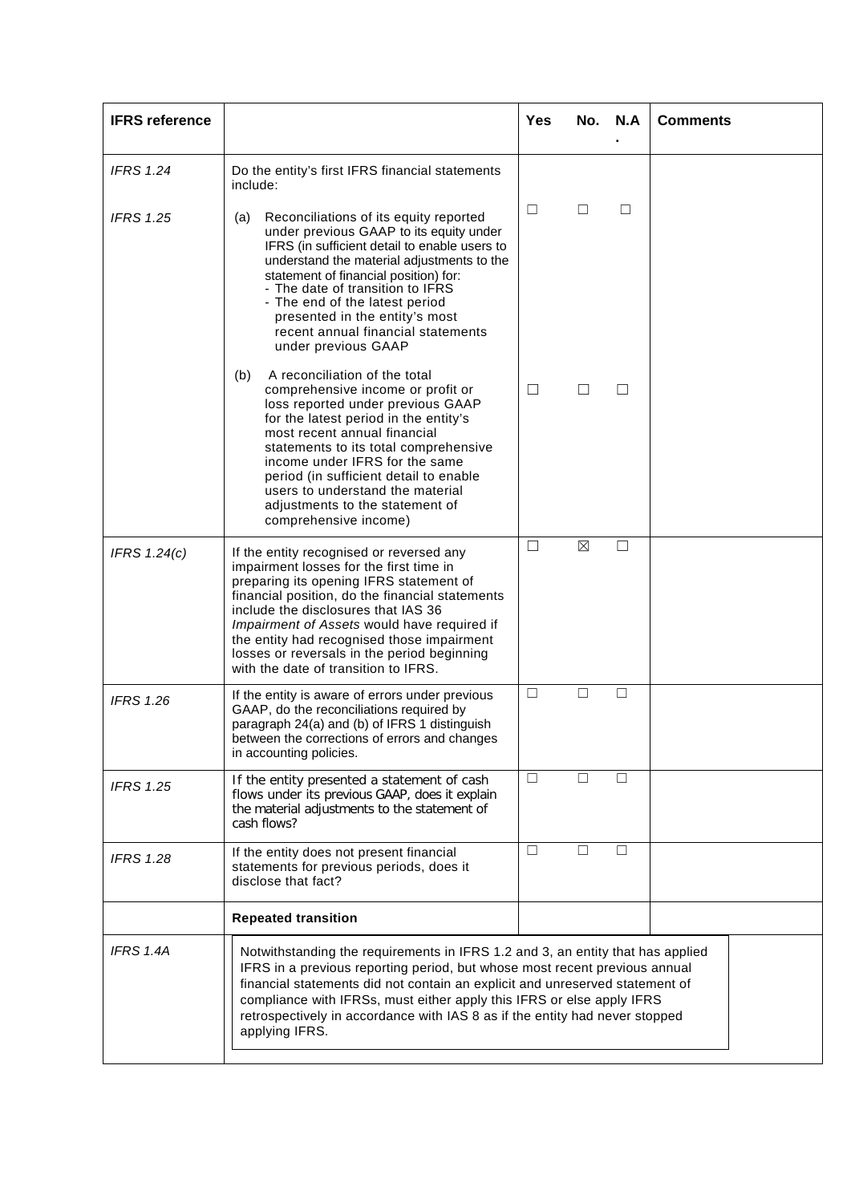| IFRS reference | | Yes | No. | N.A. | Comments |
|---|---|---|---|---|---|
| *IFRS 1.24* | Do the entity's first IFRS financial statements include: | | | | |
| *IFRS 1.25* | (a) Reconciliations of its equity reported under previous GAAP to its equity under IFRS (in sufficient detail to enable users to understand the material adjustments to the statement of financial position) for:<br>- The date of transition to IFRS<br>- The end of the latest period presented in the entity's most recent annual financial statements under previous GAAP | ☐ | ☐ | ☐ | |
| | (b) A reconciliation of the total comprehensive income or profit or loss reported under previous GAAP for the latest period in the entity's most recent annual financial statements to its total comprehensive income under IFRS for the same period (in sufficient detail to enable users to understand the material adjustments to the statement of comprehensive income) | ☐ | ☐ | ☐ | |
| *IFRS 1.24(c)* | If the entity recognised or reversed any impairment losses for the first time in preparing its opening IFRS statement of financial position, do the financial statements include the disclosures that IAS 36 *Impairment of Assets* would have required if the entity had recognised those impairment losses or reversals in the period beginning with the date of transition to IFRS. | ☐ | ☒ | ☐ | |
| *IFRS 1.26* | If the entity is aware of errors under previous GAAP, do the reconciliations required by paragraph 24(a) and (b) of IFRS 1 distinguish between the corrections of errors and changes in accounting policies. | ☐ | ☐ | ☐ | |
| *IFRS 1.25* | If the entity presented a statement of cash flows under its previous GAAP, does it explain the material adjustments to the statement of cash flows? | ☐ | ☐ | ☐ | |
| *IFRS 1.28* | If the entity does not present financial statements for previous periods, does it disclose that fact? | ☐ | ☐ | ☐ | |
| | **Repeated transition** | | | | |
| *IFRS 1.4A* | Notwithstanding the requirements in IFRS 1.2 and 3, an entity that has applied IFRS in a previous reporting period, but whose most recent previous annual financial statements did not contain an explicit and unreserved statement of compliance with IFRSs, must either apply this IFRS or else apply IFRS retrospectively in accordance with IAS 8 as if the entity had never stopped applying IFRS. | | | | |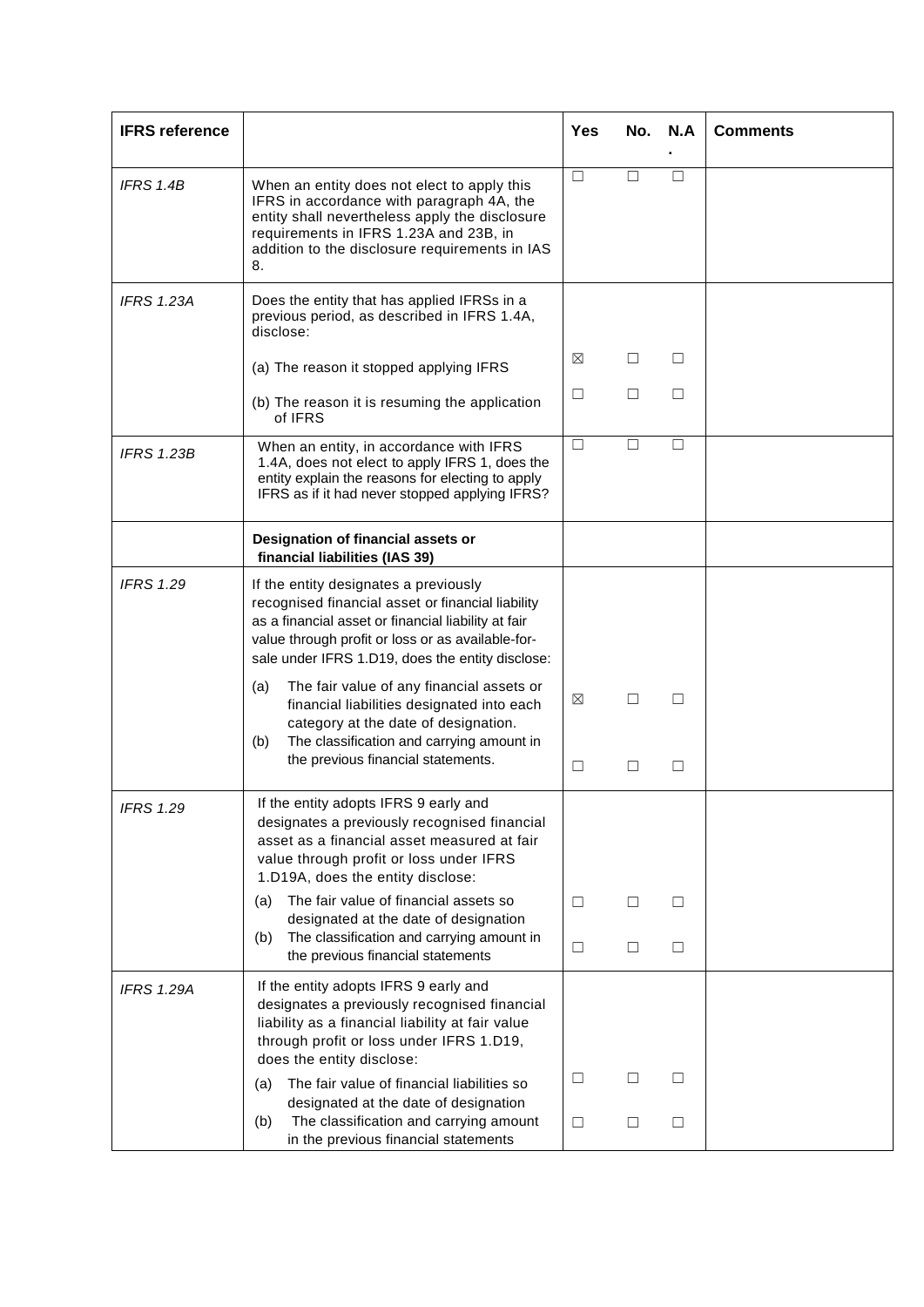| IFRS reference | | Yes | No. | N.A. | Comments |
|---|---|---|---|---|---|
| *IFRS 1.4B* | When an entity does not elect to apply this IFRS in accordance with paragraph 4A, the entity shall nevertheless apply the disclosure requirements in IFRS 1.23A and 23B, in addition to the disclosure requirements in IAS 8. | ☐ | ☐ | ☐ | |
| *IFRS 1.23A* | Does the entity that has applied IFRSs in a previous period, as described in IFRS 1.4A, disclose: | | | | |
| | (a) The reason it stopped applying IFRS | ☒ | ☐ | ☐ | |
| | (b) The reason it is resuming the application of IFRS | ☐ | ☐ | ☐ | |
| *IFRS 1.23B* | When an entity, in accordance with IFRS 1.4A, does not elect to apply IFRS 1, does the entity explain the reasons for electing to apply IFRS as if it had never stopped applying IFRS? | ☐ | ☐ | ☐ | |
| | **Designation of financial assets or financial liabilities (IAS 39)** | | | | |
| *IFRS 1.29* | If the entity designates a previously recognised financial asset or financial liability as a financial asset or financial liability at fair value through profit or loss or as available-for-sale under IFRS 1.D19, does the entity disclose: | | | | |
| | (a) The fair value of any financial assets or financial liabilities designated into each category at the date of designation. | ☒ | ☐ | ☐ | |
| | (b) The classification and carrying amount in the previous financial statements. | ☐ | ☐ | ☐ | |
| *IFRS 1.29* | If the entity adopts IFRS 9 early and designates a previously recognised financial asset as a financial asset measured at fair value through profit or loss under IFRS 1.D19A, does the entity disclose: | | | | |
| | (a) The fair value of financial assets so designated at the date of designation | ☐ | ☐ | ☐ | |
| | (b) The classification and carrying amount in the previous financial statements | ☐ | ☐ | ☐ | |
| *IFRS 1.29A* | If the entity adopts IFRS 9 early and designates a previously recognised financial liability as a financial liability at fair value through profit or loss under IFRS 1.D19, does the entity disclose: | | | | |
| | (a) The fair value of financial liabilities so designated at the date of designation | ☐ | ☐ | ☐ | |
| | (b) The classification and carrying amount in the previous financial statements | ☐ | ☐ | ☐ | |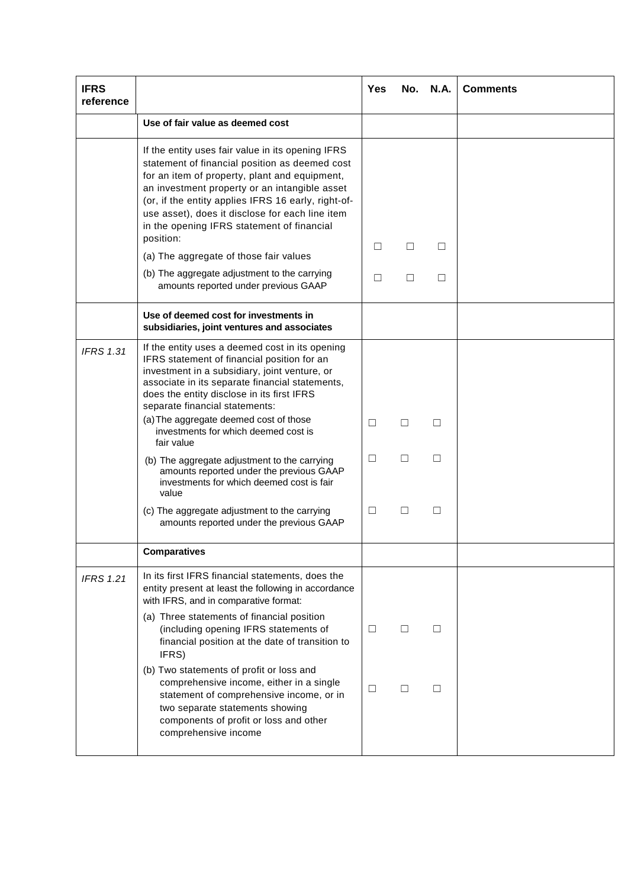| IFRS reference | | Yes | No. | N.A. | Comments |
|---|---|---|---|---|---|
| | **Use of fair value as deemed cost** | | | | |
| | If the entity uses fair value in its opening IFRS statement of financial position as deemed cost for an item of property, plant and equipment, an investment property or an intangible asset (or, if the entity applies IFRS 16 early, right-of-use asset), does it disclose for each line item in the opening IFRS statement of financial position: | | | | |
| | (a) The aggregate of those fair values | ☐ | ☐ | ☐ | |
| | (b) The aggregate adjustment to the carrying amounts reported under previous GAAP | ☐ | ☐ | ☐ | |
| | **Use of deemed cost for investments in subsidiaries, joint ventures and associates** | | | | |
| *IFRS 1.31* | If the entity uses a deemed cost in its opening IFRS statement of financial position for an investment in a subsidiary, joint venture, or associate in its separate financial statements, does the entity disclose in its first IFRS separate financial statements: | | | | |
| | (a) The aggregate deemed cost of those investments for which deemed cost is fair value | ☐ | ☐ | ☐ | |
| | (b) The aggregate adjustment to the carrying amounts reported under the previous GAAP investments for which deemed cost is fair value | ☐ | ☐ | ☐ | |
| | (c) The aggregate adjustment to the carrying amounts reported under the previous GAAP | ☐ | ☐ | ☐ | |
| | **Comparatives** | | | | |
| *IFRS 1.21* | In its first IFRS financial statements, does the entity present at least the following in accordance with IFRS, and in comparative format: | | | | |
| | (a) Three statements of financial position (including opening IFRS statements of financial position at the date of transition to IFRS) | ☐ | ☐ | ☐ | |
| | (b) Two statements of profit or loss and comprehensive income, either in a single statement of comprehensive income, or in two separate statements showing components of profit or loss and other comprehensive income | ☐ | ☐ | ☐ | |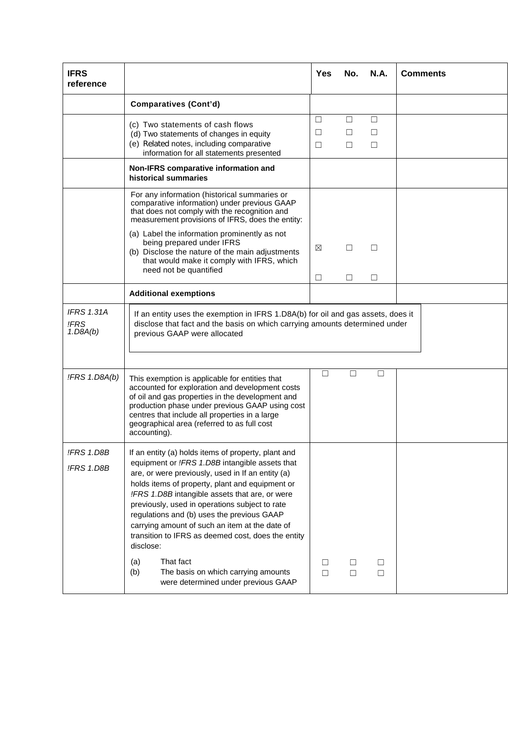| IFRS reference | | Yes | No. | N.A. | Comments |
|---|---|---|---|---|---|
| | **Comparatives (Cont'd)** | | | | |
| | (c) Two statements of cash flows<br>(d) Two statements of changes in equity<br>(e) Related notes, including comparative information for all statements presented | ☐<br>☐<br>☐ | ☐<br>☐<br>☐ | ☐<br>☐<br>☐ | |
| | **Non-IFRS comparative information and historical summaries** | | | | |
| | For any information (historical summaries or comparative information) under previous GAAP that does not comply with the recognition and measurement provisions of IFRS, does the entity:<br>(a) Label the information prominently as not being prepared under IFRS<br>(b) Disclose the nature of the main adjustments that would make it comply with IFRS, which need not be quantified | ☒<br>☐ | ☐<br>☐ | ☐<br>☐ | |
| | **Additional exemptions** | | | | |
| *IFRS 1.31A*<br>*!FRS 1.D8A(b)* | If an entity uses the exemption in IFRS 1.D8A(b) for oil and gas assets, does it disclose that fact and the basis on which carrying amounts determined under previous GAAP were allocated | | | | |
| *!FRS 1.D8A(b)* | This exemption is applicable for entities that accounted for exploration and development costs of oil and gas properties in the development and production phase under previous GAAP using cost centres that include all properties in a large geographical area (referred to as full cost accounting). | ☐ | ☐ | ☐ | |
| *!FRS 1.D8B*<br>*!FRS 1.D8B* | If an entity (a) holds items of property, plant and equipment or *!FRS 1.D8B* intangible assets that are, or were previously, used in If an entity (a) holds items of property, plant and equipment or *!FRS 1.D8B* intangible assets that are, or were previously, used in operations subject to rate regulations and (b) uses the previous GAAP carrying amount of such an item at the date of transition to IFRS as deemed cost, does the entity disclose:<br>(a) That fact<br>(b) The basis on which carrying amounts were determined under previous GAAP | ☐<br>☐ | ☐<br>☐ | ☐<br>☐ | |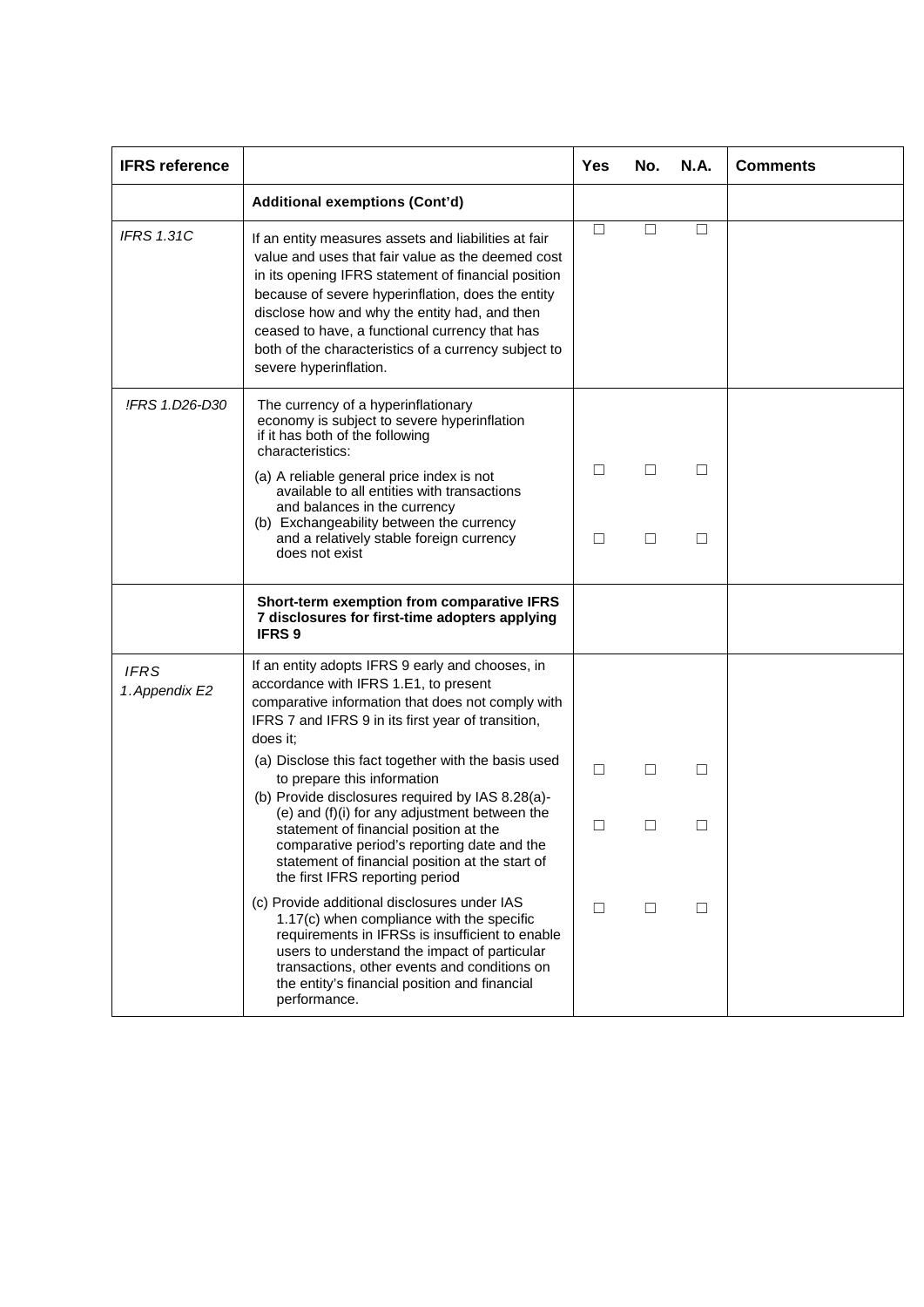| IFRS reference | | Yes | No. | N.A. | Comments |
|---|---|---|---|---|---|
| | **Additional exemptions (Cont'd)** | | | | |
| *IFRS 1.31C* | If an entity measures assets and liabilities at fair value and uses that fair value as the deemed cost in its opening IFRS statement of financial position because of severe hyperinflation, does the entity disclose how and why the entity had, and then ceased to have, a functional currency that has both of the characteristics of a currency subject to severe hyperinflation. | ☐ | ☐ | ☐ | |
| *!FRS 1.D26-D30* | The currency of a hyperinflationary economy is subject to severe hyperinflation if it has both of the following characteristics: | | | | |
| | (a) A reliable general price index is not available to all entities with transactions and balances in the currency | ☐ | ☐ | ☐ | |
| | (b) Exchangeability between the currency and a relatively stable foreign currency does not exist | ☐ | ☐ | ☐ | |
| | **Short-term exemption from comparative IFRS 7 disclosures for first-time adopters applying IFRS 9** | | | | |
| *IFRS 1.Appendix E2* | If an entity adopts IFRS 9 early and chooses, in accordance with IFRS 1.E1, to present comparative information that does not comply with IFRS 7 and IFRS 9 in its first year of transition, does it; | | | | |
| | (a) Disclose this fact together with the basis used to prepare this information | ☐ | ☐ | ☐ | |
| | (b) Provide disclosures required by IAS 8.28(a)-(e) and (f)(i) for any adjustment between the statement of financial position at the comparative period's reporting date and the statement of financial position at the start of the first IFRS reporting period | ☐ | ☐ | ☐ | |
| | (c) Provide additional disclosures under IAS 1.17(c) when compliance with the specific requirements in IFRSs is insufficient to enable users to understand the impact of particular transactions, other events and conditions on the entity's financial position and financial performance. | ☐ | ☐ | ☐ | |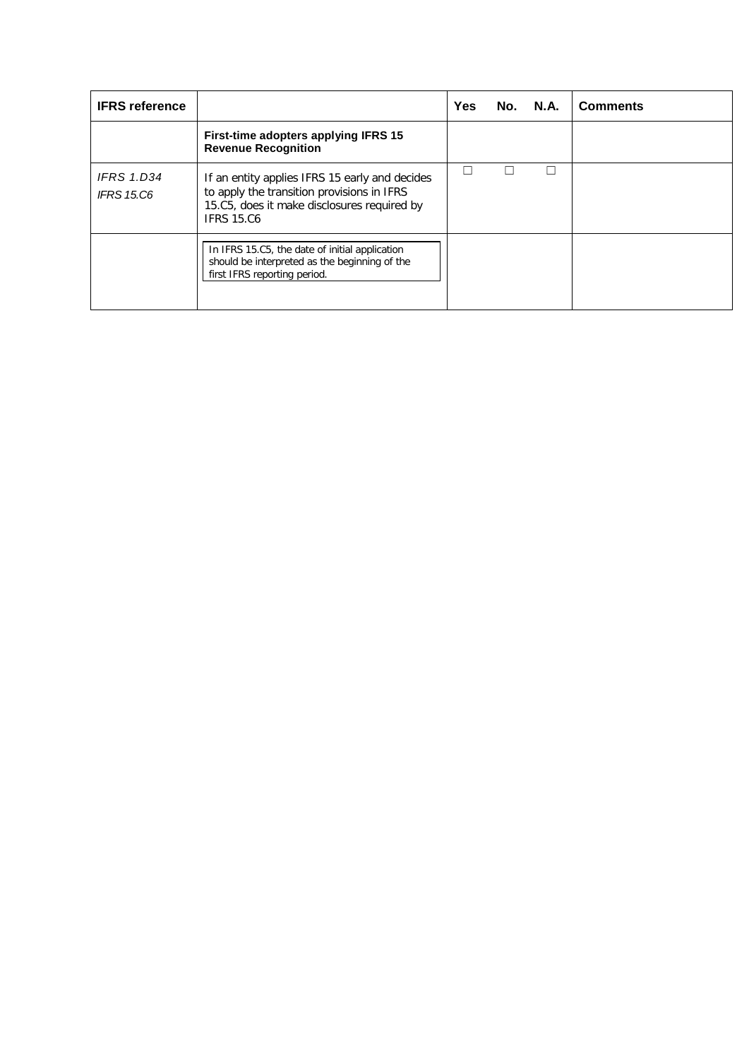| IFRS reference | | Yes | No. | N.A. | Comments |
|---|---|---|---|---|---|
| | **First-time adopters applying IFRS 15 Revenue Recognition** | | | | |
| *IFRS 1.D34*<br>*IFRS 15.C6* | If an entity applies IFRS 15 early and decides to apply the transition provisions in IFRS 15.C5, does it make disclosures required by IFRS 15.C6 | ☐ | ☐ | ☐ | |
| | In IFRS 15.C5, the date of initial application should be interpreted as the beginning of the first IFRS reporting period. | | | | |